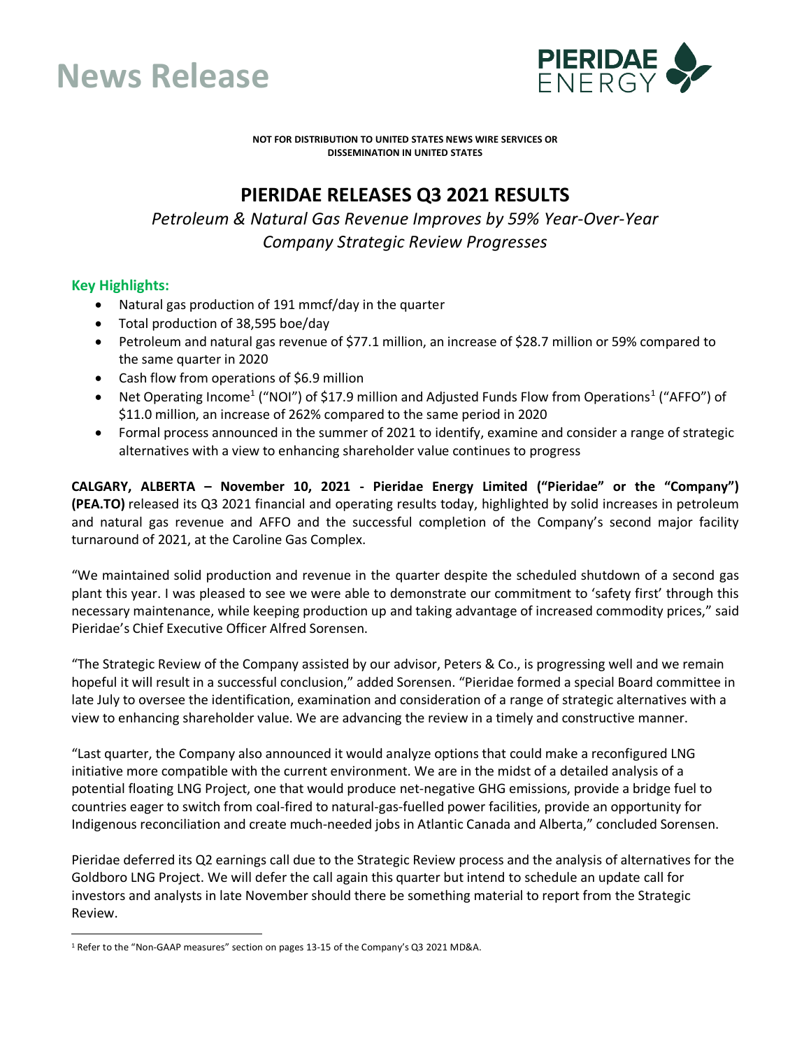# News Release

**NOT FOR DISTRIBUTION TO UNITED STATES NEWS WIRE SERVICES OR DISSEMINATION IN UNITED STATES**

# PIERIDAE RELEASES Q3 2021 RESULTS

*Petroleum & Natural Gas Revenue Improves by 59% Year-Over-Year*
*Company Strategic Review Progresses*

## Key Highlights:

- Natural gas production of 191 mmcf/day in the quarter
- Total production of 38,595 boe/day
- Petroleum and natural gas revenue of $77.1 million, an increase of $28.7 million or 59% compared to the same quarter in 2020
- Cash flow from operations of $6.9 million
- Net Operating Income[1] ("NOI") of $17.9 million and Adjusted Funds Flow from Operations[1] ("AFFO") of $11.0 million, an increase of 262% compared to the same period in 2020
- Formal process announced in the summer of 2021 to identify, examine and consider a range of strategic alternatives with a view to enhancing shareholder value continues to progress

**CALGARY, ALBERTA – November 10, 2021 - Pieridae Energy Limited ("Pieridae" or the "Company") (PEA.TO)** released its Q3 2021 financial and operating results today, highlighted by solid increases in petroleum and natural gas revenue and AFFO and the successful completion of the Company's second major facility turnaround of 2021, at the Caroline Gas Complex.

"We maintained solid production and revenue in the quarter despite the scheduled shutdown of a second gas plant this year. I was pleased to see we were able to demonstrate our commitment to 'safety first' through this necessary maintenance, while keeping production up and taking advantage of increased commodity prices," said Pieridae's Chief Executive Officer Alfred Sorensen.

"The Strategic Review of the Company assisted by our advisor, Peters & Co., is progressing well and we remain hopeful it will result in a successful conclusion," added Sorensen. "Pieridae formed a special Board committee in late July to oversee the identification, examination and consideration of a range of strategic alternatives with a view to enhancing shareholder value. We are advancing the review in a timely and constructive manner.

"Last quarter, the Company also announced it would analyze options that could make a reconfigured LNG initiative more compatible with the current environment. We are in the midst of a detailed analysis of a potential floating LNG Project, one that would produce net-negative GHG emissions, provide a bridge fuel to countries eager to switch from coal-fired to natural-gas-fuelled power facilities, provide an opportunity for Indigenous reconciliation and create much-needed jobs in Atlantic Canada and Alberta," concluded Sorensen.

Pieridae deferred its Q2 earnings call due to the Strategic Review process and the analysis of alternatives for the Goldboro LNG Project. We will defer the call again this quarter but intend to schedule an update call for investors and analysts in late November should there be something material to report from the Strategic Review.

[1] Refer to the "Non-GAAP measures" section on pages 13-15 of the Company's Q3 2021 MD&A.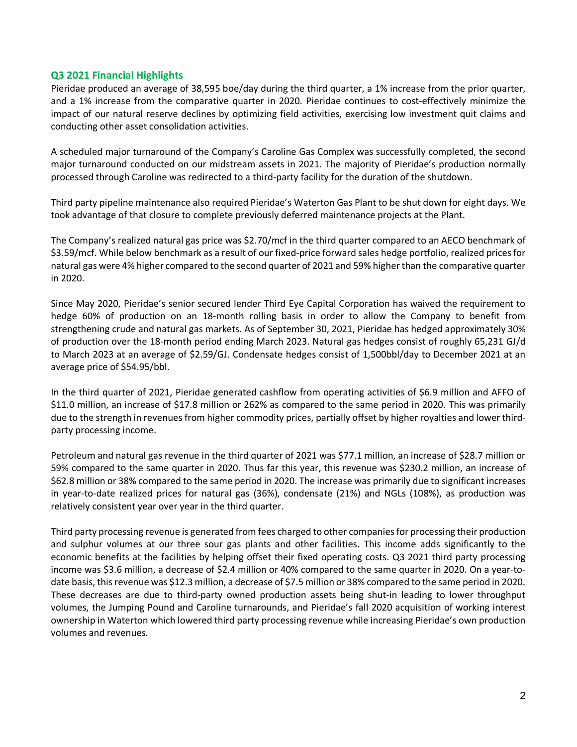## Q3 2021 Financial Highlights

Pieridae produced an average of 38,595 boe/day during the third quarter, a 1% increase from the prior quarter, and a 1% increase from the comparative quarter in 2020. Pieridae continues to cost-effectively minimize the impact of our natural reserve declines by optimizing field activities, exercising low investment quit claims and conducting other asset consolidation activities.

A scheduled major turnaround of the Company's Caroline Gas Complex was successfully completed, the second major turnaround conducted on our midstream assets in 2021. The majority of Pieridae's production normally processed through Caroline was redirected to a third-party facility for the duration of the shutdown.

Third party pipeline maintenance also required Pieridae's Waterton Gas Plant to be shut down for eight days. We took advantage of that closure to complete previously deferred maintenance projects at the Plant.

The Company's realized natural gas price was $2.70/mcf in the third quarter compared to an AECO benchmark of $3.59/mcf. While below benchmark as a result of our fixed-price forward sales hedge portfolio, realized prices for natural gas were 4% higher compared to the second quarter of 2021 and 59% higher than the comparative quarter in 2020.

Since May 2020, Pieridae's senior secured lender Third Eye Capital Corporation has waived the requirement to hedge 60% of production on an 18-month rolling basis in order to allow the Company to benefit from strengthening crude and natural gas markets. As of September 30, 2021, Pieridae has hedged approximately 30% of production over the 18-month period ending March 2023. Natural gas hedges consist of roughly 65,231 GJ/d to March 2023 at an average of $2.59/GJ. Condensate hedges consist of 1,500bbl/day to December 2021 at an average price of $54.95/bbl.

In the third quarter of 2021, Pieridae generated cashflow from operating activities of $6.9 million and AFFO of $11.0 million, an increase of $17.8 million or 262% as compared to the same period in 2020. This was primarily due to the strength in revenues from higher commodity prices, partially offset by higher royalties and lower third-party processing income.

Petroleum and natural gas revenue in the third quarter of 2021 was $77.1 million, an increase of $28.7 million or 59% compared to the same quarter in 2020. Thus far this year, this revenue was $230.2 million, an increase of $62.8 million or 38% compared to the same period in 2020. The increase was primarily due to significant increases in year-to-date realized prices for natural gas (36%), condensate (21%) and NGLs (108%), as production was relatively consistent year over year in the third quarter.

Third party processing revenue is generated from fees charged to other companies for processing their production and sulphur volumes at our three sour gas plants and other facilities. This income adds significantly to the economic benefits at the facilities by helping offset their fixed operating costs. Q3 2021 third party processing income was $3.6 million, a decrease of $2.4 million or 40% compared to the same quarter in 2020. On a year-to-date basis, this revenue was $12.3 million, a decrease of $7.5 million or 38% compared to the same period in 2020. These decreases are due to third-party owned production assets being shut-in leading to lower throughput volumes, the Jumping Pound and Caroline turnarounds, and Pieridae's fall 2020 acquisition of working interest ownership in Waterton which lowered third party processing revenue while increasing Pieridae's own production volumes and revenues.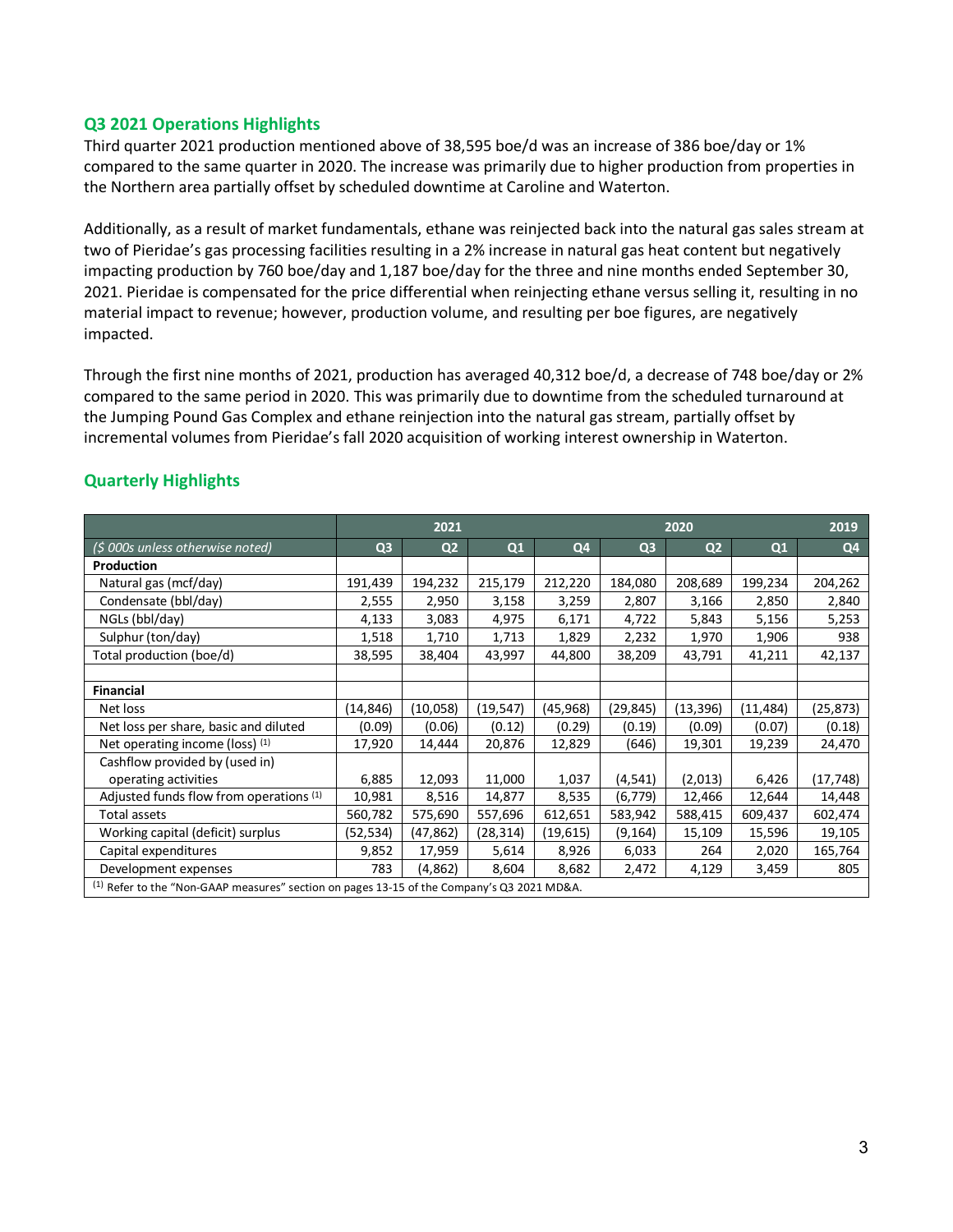## Q3 2021 Operations Highlights

Third quarter 2021 production mentioned above of 38,595 boe/d was an increase of 386 boe/day or 1% compared to the same quarter in 2020. The increase was primarily due to higher production from properties in the Northern area partially offset by scheduled downtime at Caroline and Waterton.

Additionally, as a result of market fundamentals, ethane was reinjected back into the natural gas sales stream at two of Pieridae's gas processing facilities resulting in a 2% increase in natural gas heat content but negatively impacting production by 760 boe/day and 1,187 boe/day for the three and nine months ended September 30, 2021. Pieridae is compensated for the price differential when reinjecting ethane versus selling it, resulting in no material impact to revenue; however, production volume, and resulting per boe figures, are negatively impacted.

Through the first nine months of 2021, production has averaged 40,312 boe/d, a decrease of 748 boe/day or 2% compared to the same period in 2020. This was primarily due to downtime from the scheduled turnaround at the Jumping Pound Gas Complex and ethane reinjection into the natural gas stream, partially offset by incremental volumes from Pieridae's fall 2020 acquisition of working interest ownership in Waterton.

## Quarterly Highlights

| | 2021 | | | 2020 | | | | 2019 |
|---|---|---|---|---|---|---|---|---|
| *($ 000s unless otherwise noted)* | Q3 | Q2 | Q1 | Q4 | Q3 | Q2 | Q1 | Q4 |
| **Production** | | | | | | | | |
| Natural gas (mcf/day) | 191,439 | 194,232 | 215,179 | 212,220 | 184,080 | 208,689 | 199,234 | 204,262 |
| Condensate (bbl/day) | 2,555 | 2,950 | 3,158 | 3,259 | 2,807 | 3,166 | 2,850 | 2,840 |
| NGLs (bbl/day) | 4,133 | 3,083 | 4,975 | 6,171 | 4,722 | 5,843 | 5,156 | 5,253 |
| Sulphur (ton/day) | 1,518 | 1,710 | 1,713 | 1,829 | 2,232 | 1,970 | 1,906 | 938 |
| Total production (boe/d) | 38,595 | 38,404 | 43,997 | 44,800 | 38,209 | 43,791 | 41,211 | 42,137 |
| | | | | | | | | |
| **Financial** | | | | | | | | |
| Net loss | (14,846) | (10,058) | (19,547) | (45,968) | (29,845) | (13,396) | (11,484) | (25,873) |
| Net loss per share, basic and diluted | (0.09) | (0.06) | (0.12) | (0.29) | (0.19) | (0.09) | (0.07) | (0.18) |
| Net operating income (loss) [1] | 17,920 | 14,444 | 20,876 | 12,829 | (646) | 19,301 | 19,239 | 24,470 |
| Cashflow provided by (used in) operating activities | 6,885 | 12,093 | 11,000 | 1,037 | (4,541) | (2,013) | 6,426 | (17,748) |
| Adjusted funds flow from operations [1] | 10,981 | 8,516 | 14,877 | 8,535 | (6,779) | 12,466 | 12,644 | 14,448 |
| Total assets | 560,782 | 575,690 | 557,696 | 612,651 | 583,942 | 588,415 | 609,437 | 602,474 |
| Working capital (deficit) surplus | (52,534) | (47,862) | (28,314) | (19,615) | (9,164) | 15,109 | 15,596 | 19,105 |
| Capital expenditures | 9,852 | 17,959 | 5,614 | 8,926 | 6,033 | 264 | 2,020 | 165,764 |
| Development expenses | 783 | (4,862) | 8,604 | 8,682 | 2,472 | 4,129 | 3,459 | 805 |

[1] Refer to the "Non-GAAP measures" section on pages 13-15 of the Company's Q3 2021 MD&A.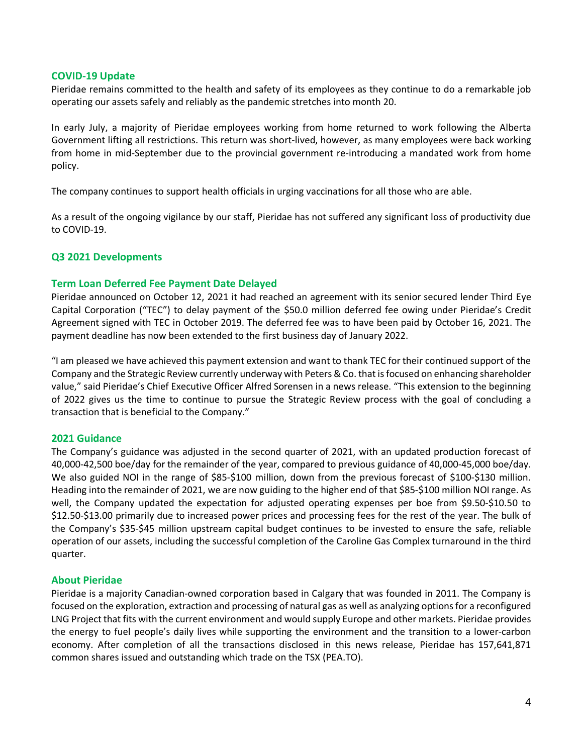## COVID-19 Update

Pieridae remains committed to the health and safety of its employees as they continue to do a remarkable job operating our assets safely and reliably as the pandemic stretches into month 20.

In early July, a majority of Pieridae employees working from home returned to work following the Alberta Government lifting all restrictions. This return was short-lived, however, as many employees were back working from home in mid-September due to the provincial government re-introducing a mandated work from home policy.

The company continues to support health officials in urging vaccinations for all those who are able.

As a result of the ongoing vigilance by our staff, Pieridae has not suffered any significant loss of productivity due to COVID-19.

## Q3 2021 Developments

### Term Loan Deferred Fee Payment Date Delayed

Pieridae announced on October 12, 2021 it had reached an agreement with its senior secured lender Third Eye Capital Corporation ("TEC") to delay payment of the $50.0 million deferred fee owing under Pieridae's Credit Agreement signed with TEC in October 2019. The deferred fee was to have been paid by October 16, 2021. The payment deadline has now been extended to the first business day of January 2022.

"I am pleased we have achieved this payment extension and want to thank TEC for their continued support of the Company and the Strategic Review currently underway with Peters & Co. that is focused on enhancing shareholder value," said Pieridae's Chief Executive Officer Alfred Sorensen in a news release. "This extension to the beginning of 2022 gives us the time to continue to pursue the Strategic Review process with the goal of concluding a transaction that is beneficial to the Company."

### 2021 Guidance

The Company's guidance was adjusted in the second quarter of 2021, with an updated production forecast of 40,000-42,500 boe/day for the remainder of the year, compared to previous guidance of 40,000-45,000 boe/day. We also guided NOI in the range of $85-$100 million, down from the previous forecast of $100-$130 million. Heading into the remainder of 2021, we are now guiding to the higher end of that $85-$100 million NOI range. As well, the Company updated the expectation for adjusted operating expenses per boe from $9.50-$10.50 to $12.50-$13.00 primarily due to increased power prices and processing fees for the rest of the year. The bulk of the Company's $35-$45 million upstream capital budget continues to be invested to ensure the safe, reliable operation of our assets, including the successful completion of the Caroline Gas Complex turnaround in the third quarter.

### About Pieridae

Pieridae is a majority Canadian-owned corporation based in Calgary that was founded in 2011. The Company is focused on the exploration, extraction and processing of natural gas as well as analyzing options for a reconfigured LNG Project that fits with the current environment and would supply Europe and other markets. Pieridae provides the energy to fuel people's daily lives while supporting the environment and the transition to a lower-carbon economy. After completion of all the transactions disclosed in this news release, Pieridae has 157,641,871 common shares issued and outstanding which trade on the TSX (PEA.TO).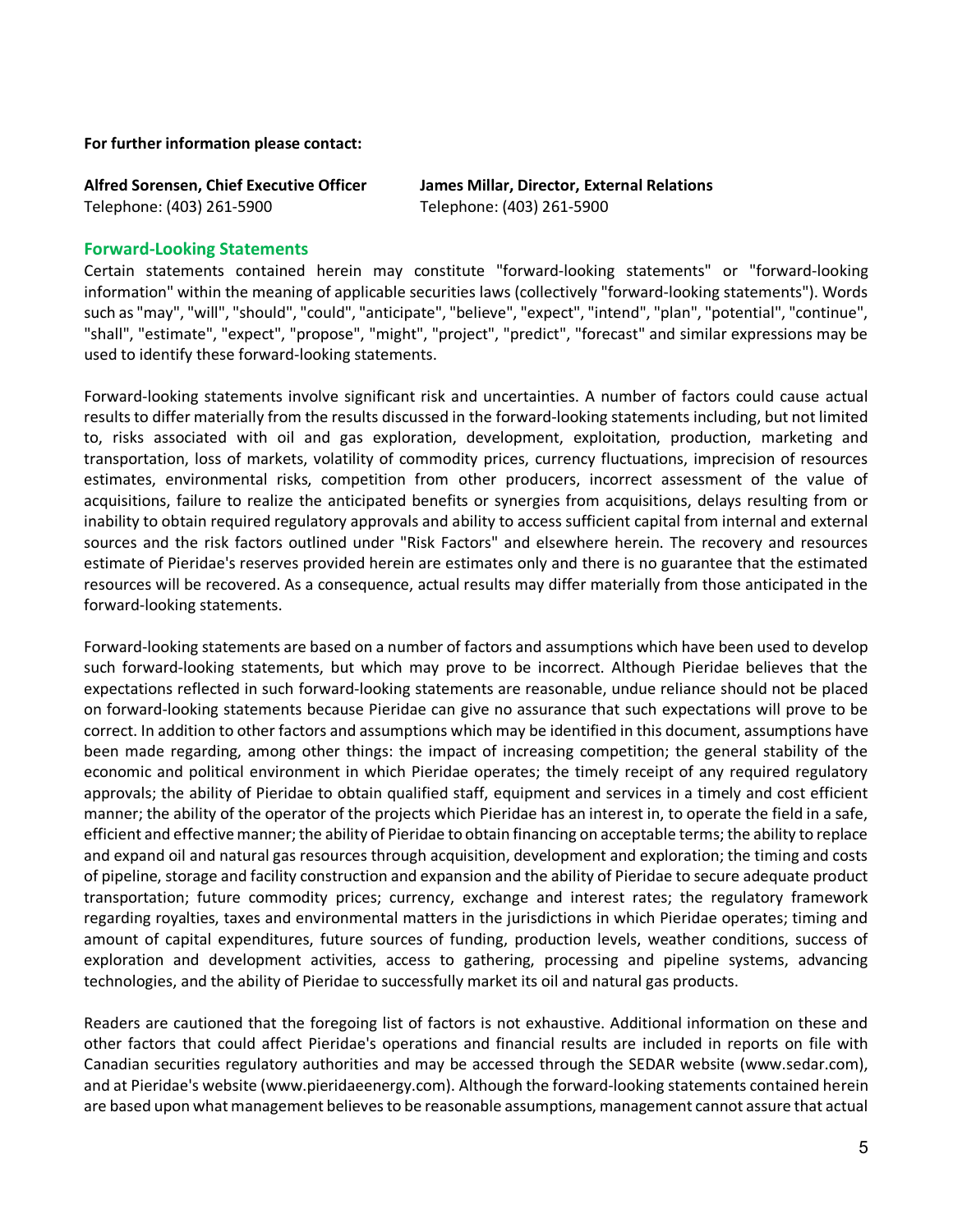**For further information please contact:**

**Alfred Sorensen, Chief Executive Officer**
Telephone: (403) 261-5900

**James Millar, Director, External Relations**
Telephone: (403) 261-5900

## Forward-Looking Statements

Certain statements contained herein may constitute "forward-looking statements" or "forward-looking information" within the meaning of applicable securities laws (collectively "forward-looking statements"). Words such as "may", "will", "should", "could", "anticipate", "believe", "expect", "intend", "plan", "potential", "continue", "shall", "estimate", "expect", "propose", "might", "project", "predict", "forecast" and similar expressions may be used to identify these forward-looking statements.

Forward-looking statements involve significant risk and uncertainties. A number of factors could cause actual results to differ materially from the results discussed in the forward-looking statements including, but not limited to, risks associated with oil and gas exploration, development, exploitation, production, marketing and transportation, loss of markets, volatility of commodity prices, currency fluctuations, imprecision of resources estimates, environmental risks, competition from other producers, incorrect assessment of the value of acquisitions, failure to realize the anticipated benefits or synergies from acquisitions, delays resulting from or inability to obtain required regulatory approvals and ability to access sufficient capital from internal and external sources and the risk factors outlined under "Risk Factors" and elsewhere herein. The recovery and resources estimate of Pieridae's reserves provided herein are estimates only and there is no guarantee that the estimated resources will be recovered. As a consequence, actual results may differ materially from those anticipated in the forward-looking statements.

Forward-looking statements are based on a number of factors and assumptions which have been used to develop such forward-looking statements, but which may prove to be incorrect. Although Pieridae believes that the expectations reflected in such forward-looking statements are reasonable, undue reliance should not be placed on forward-looking statements because Pieridae can give no assurance that such expectations will prove to be correct. In addition to other factors and assumptions which may be identified in this document, assumptions have been made regarding, among other things: the impact of increasing competition; the general stability of the economic and political environment in which Pieridae operates; the timely receipt of any required regulatory approvals; the ability of Pieridae to obtain qualified staff, equipment and services in a timely and cost efficient manner; the ability of the operator of the projects which Pieridae has an interest in, to operate the field in a safe, efficient and effective manner; the ability of Pieridae to obtain financing on acceptable terms; the ability to replace and expand oil and natural gas resources through acquisition, development and exploration; the timing and costs of pipeline, storage and facility construction and expansion and the ability of Pieridae to secure adequate product transportation; future commodity prices; currency, exchange and interest rates; the regulatory framework regarding royalties, taxes and environmental matters in the jurisdictions in which Pieridae operates; timing and amount of capital expenditures, future sources of funding, production levels, weather conditions, success of exploration and development activities, access to gathering, processing and pipeline systems, advancing technologies, and the ability of Pieridae to successfully market its oil and natural gas products.

Readers are cautioned that the foregoing list of factors is not exhaustive. Additional information on these and other factors that could affect Pieridae's operations and financial results are included in reports on file with Canadian securities regulatory authorities and may be accessed through the SEDAR website (www.sedar.com), and at Pieridae's website (www.pieridaeenergy.com). Although the forward-looking statements contained herein are based upon what management believes to be reasonable assumptions, management cannot assure that actual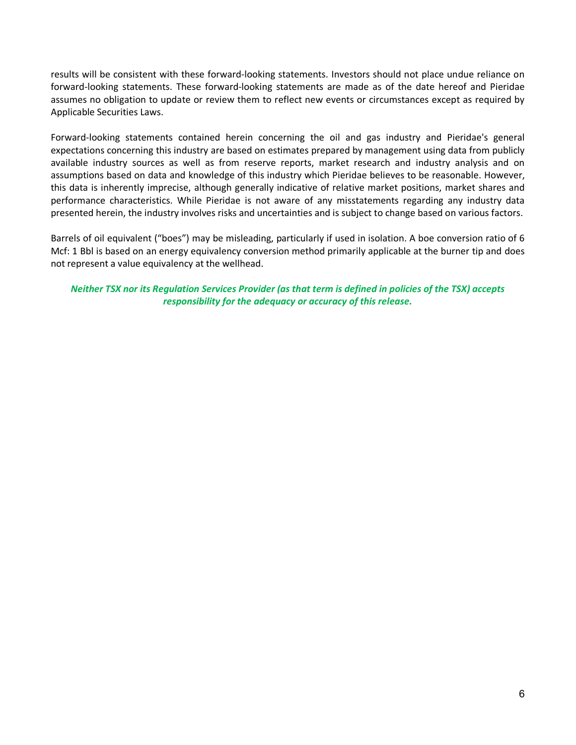results will be consistent with these forward-looking statements. Investors should not place undue reliance on forward-looking statements. These forward-looking statements are made as of the date hereof and Pieridae assumes no obligation to update or review them to reflect new events or circumstances except as required by Applicable Securities Laws.

Forward-looking statements contained herein concerning the oil and gas industry and Pieridae's general expectations concerning this industry are based on estimates prepared by management using data from publicly available industry sources as well as from reserve reports, market research and industry analysis and on assumptions based on data and knowledge of this industry which Pieridae believes to be reasonable. However, this data is inherently imprecise, although generally indicative of relative market positions, market shares and performance characteristics. While Pieridae is not aware of any misstatements regarding any industry data presented herein, the industry involves risks and uncertainties and is subject to change based on various factors.

Barrels of oil equivalent ("boes") may be misleading, particularly if used in isolation. A boe conversion ratio of 6 Mcf: 1 Bbl is based on an energy equivalency conversion method primarily applicable at the burner tip and does not represent a value equivalency at the wellhead.

***Neither TSX nor its Regulation Services Provider (as that term is defined in policies of the TSX) accepts responsibility for the adequacy or accuracy of this release.***